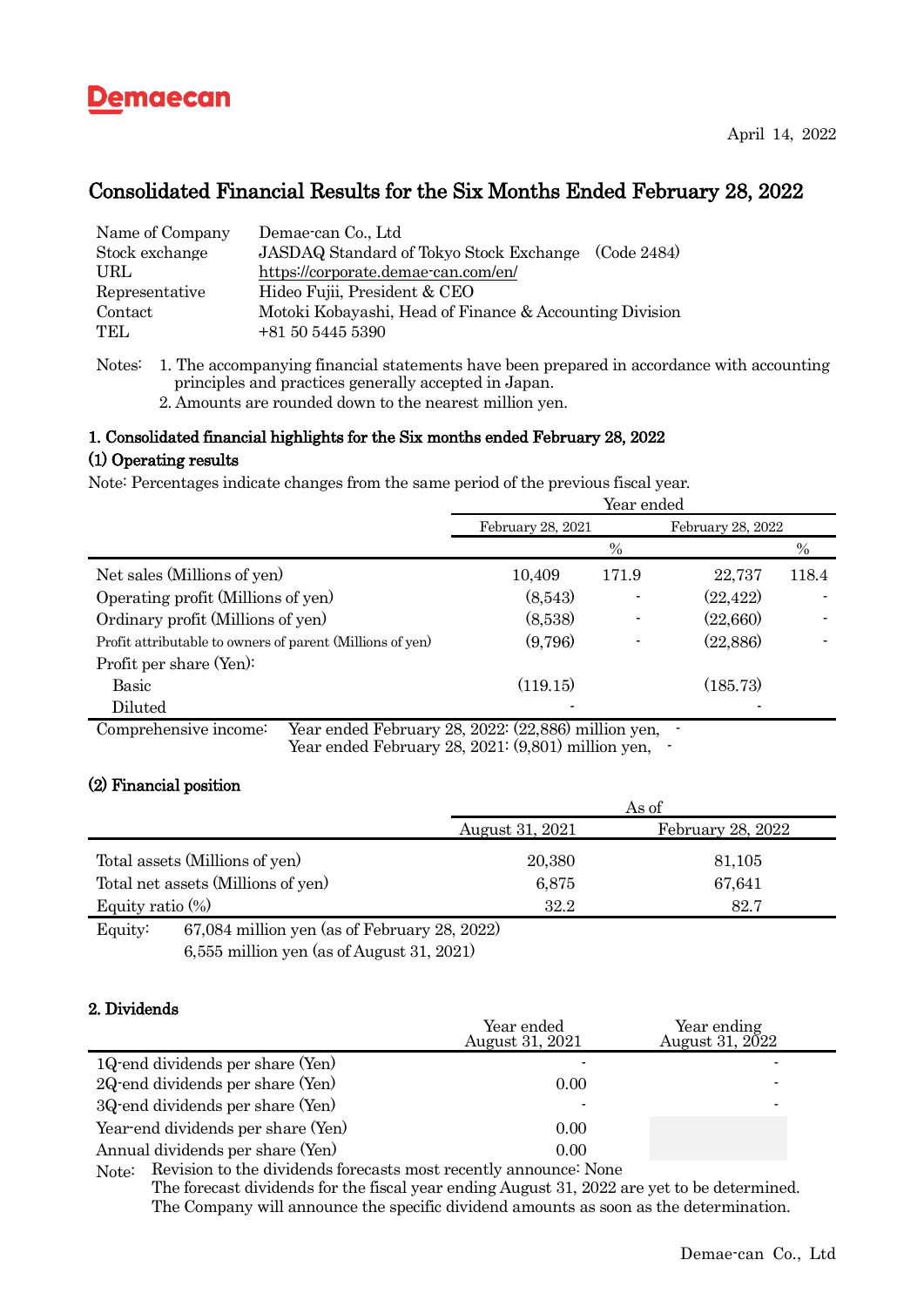Demaecan

April 14, 2022

# Consolidated Financial Results for the Six Months Ended February 28, 2022

| | |
|---|---|
| Name of Company | Demae-can Co., Ltd |
| Stock exchange | JASDAQ Standard of Tokyo Stock Exchange (Code 2484) |
| URL | https://corporate.demae-can.com/en/ |
| Representative | Hideo Fujii, President & CEO |
| Contact | Motoki Kobayashi, Head of Finance & Accounting Division |
| TEL | +81 50 5445 5390 |

Notes: 1. The accompanying financial statements have been prepared in accordance with accounting principles and practices generally accepted in Japan.
2. Amounts are rounded down to the nearest million yen.

### 1. Consolidated financial highlights for the Six months ended February 28, 2022

#### (1) Operating results

Note: Percentages indicate changes from the same period of the previous fiscal year.

| | Year ended | | | |
|---|---|---|---|---|
| | February 28, 2021 | | February 28, 2022 | |
| | | % | | % |
| Net sales (Millions of yen) | 10,409 | 171.9 | 22,737 | 118.4 |
| Operating profit (Millions of yen) | (8,543) | - | (22,422) | - |
| Ordinary profit (Millions of yen) | (8,538) | - | (22,660) | - |
| Profit attributable to owners of parent (Millions of yen) | (9,796) | - | (22,886) | - |
| Profit per share (Yen): | | | | |
| Basic | (119.15) | | (185.73) | |
| Diluted | - | | - | |

Comprehensive income: Year ended February 28, 2022: (22,886) million yen, -
Year ended February 28, 2021: (9,801) million yen, -

#### (2) Financial position

| | As of | |
|---|---|---|
| | August 31, 2021 | February 28, 2022 |
| Total assets (Millions of yen) | 20,380 | 81,105 |
| Total net assets (Millions of yen) | 6,875 | 67,641 |
| Equity ratio (%) | 32.2 | 82.7 |

Equity: 67,084 million yen (as of February 28, 2022)
6,555 million yen (as of August 31, 2021)

### 2. Dividends

| | Year ended August 31, 2021 | Year ending August 31, 2022 |
|---|---|---|
| 1Q-end dividends per share (Yen) | - | - |
| 2Q-end dividends per share (Yen) | 0.00 | - |
| 3Q-end dividends per share (Yen) | - | - |
| Year-end dividends per share (Yen) | 0.00 | |
| Annual dividends per share (Yen) | 0.00 | |

Note: Revision to the dividends forecasts most recently announce: None
The forecast dividends for the fiscal year ending August 31, 2022 are yet to be determined.
The Company will announce the specific dividend amounts as soon as the determination.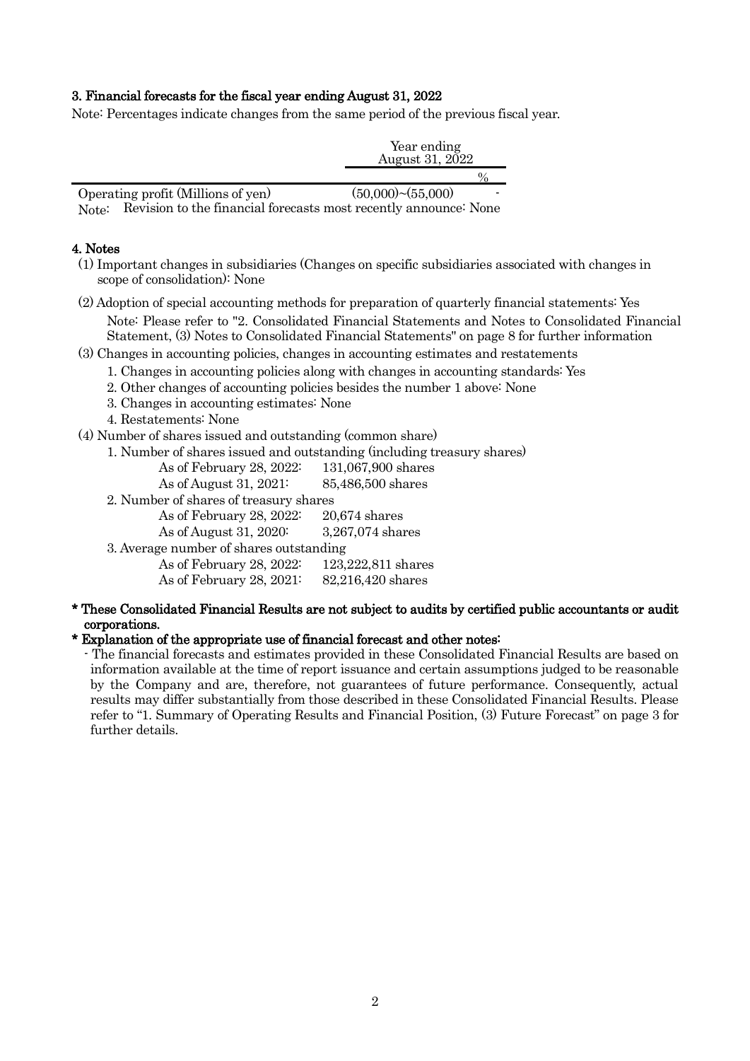### 3. Financial forecasts for the fiscal year ending August 31, 2022

Note: Percentages indicate changes from the same period of the previous fiscal year.

| | Year ending August 31, 2022 | |
|---|---|---|
| | | % |
| Operating profit (Millions of yen) | (50,000)~(55,000) | - |

Note: Revision to the financial forecasts most recently announce: None

### 4. Notes

(1) Important changes in subsidiaries (Changes on specific subsidiaries associated with changes in scope of consolidation): None

(2) Adoption of special accounting methods for preparation of quarterly financial statements: Yes

Note: Please refer to "2. Consolidated Financial Statements and Notes to Consolidated Financial Statement, (3) Notes to Consolidated Financial Statements" on page 8 for further information

(3) Changes in accounting policies, changes in accounting estimates and restatements

1. Changes in accounting policies along with changes in accounting standards: Yes
2. Other changes of accounting policies besides the number 1 above: None
3. Changes in accounting estimates: None
4. Restatements: None

(4) Number of shares issued and outstanding (common share)

1. Number of shares issued and outstanding (including treasury shares)
   - As of February 28, 2022: 131,067,900 shares
   - As of August 31, 2021: 85,486,500 shares
2. Number of shares of treasury shares
   - As of February 28, 2022: 20,674 shares
   - As of August 31, 2020: 3,267,074 shares
3. Average number of shares outstanding
   - As of February 28, 2022: 123,222,811 shares
   - As of February 28, 2021: 82,216,420 shares

**\* These Consolidated Financial Results are not subject to audits by certified public accountants or audit corporations.**

**\* Explanation of the appropriate use of financial forecast and other notes:**

- The financial forecasts and estimates provided in these Consolidated Financial Results are based on information available at the time of report issuance and certain assumptions judged to be reasonable by the Company and are, therefore, not guarantees of future performance. Consequently, actual results may differ substantially from those described in these Consolidated Financial Results. Please refer to "1. Summary of Operating Results and Financial Position, (3) Future Forecast" on page 3 for further details.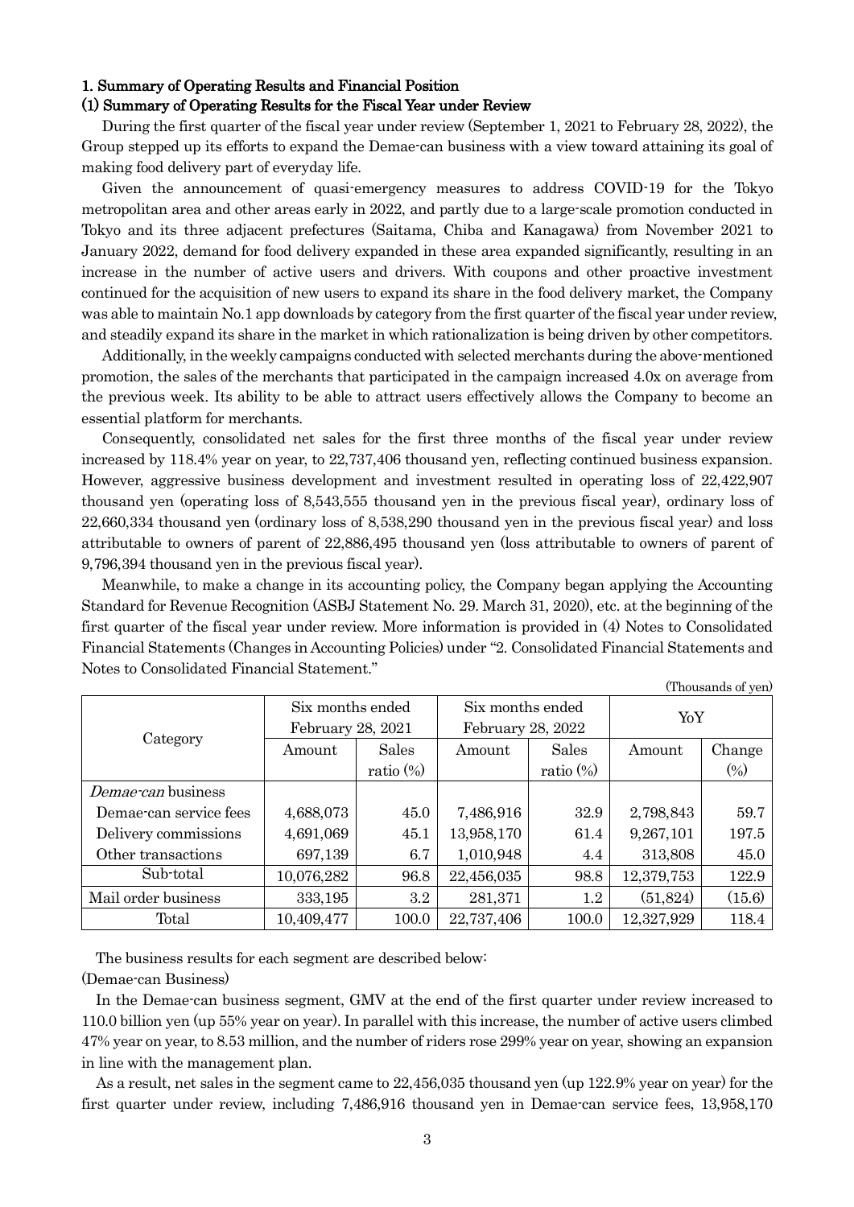## 1. Summary of Operating Results and Financial Position

### (1) Summary of Operating Results for the Fiscal Year under Review

During the first quarter of the fiscal year under review (September 1, 2021 to February 28, 2022), the Group stepped up its efforts to expand the Demae-can business with a view toward attaining its goal of making food delivery part of everyday life.

Given the announcement of quasi-emergency measures to address COVID-19 for the Tokyo metropolitan area and other areas early in 2022, and partly due to a large-scale promotion conducted in Tokyo and its three adjacent prefectures (Saitama, Chiba and Kanagawa) from November 2021 to January 2022, demand for food delivery expanded in these area expanded significantly, resulting in an increase in the number of active users and drivers. With coupons and other proactive investment continued for the acquisition of new users to expand its share in the food delivery market, the Company was able to maintain No.1 app downloads by category from the first quarter of the fiscal year under review, and steadily expand its share in the market in which rationalization is being driven by other competitors.

Additionally, in the weekly campaigns conducted with selected merchants during the above-mentioned promotion, the sales of the merchants that participated in the campaign increased 4.0x on average from the previous week. Its ability to be able to attract users effectively allows the Company to become an essential platform for merchants.

Consequently, consolidated net sales for the first three months of the fiscal year under review increased by 118.4% year on year, to 22,737,406 thousand yen, reflecting continued business expansion. However, aggressive business development and investment resulted in operating loss of 22,422,907 thousand yen (operating loss of 8,543,555 thousand yen in the previous fiscal year), ordinary loss of 22,660,334 thousand yen (ordinary loss of 8,538,290 thousand yen in the previous fiscal year) and loss attributable to owners of parent of 22,886,495 thousand yen (loss attributable to owners of parent of 9,796,394 thousand yen in the previous fiscal year).

Meanwhile, to make a change in its accounting policy, the Company began applying the Accounting Standard for Revenue Recognition (ASBJ Statement No. 29. March 31, 2020), etc. at the beginning of the first quarter of the fiscal year under review. More information is provided in (4) Notes to Consolidated Financial Statements (Changes in Accounting Policies) under "2. Consolidated Financial Statements and Notes to Consolidated Financial Statement."

(Thousands of yen)

| Category | Six months ended February 28, 2021 | | Six months ended February 28, 2022 | | YoY | |
|---|---|---|---|---|---|---|
| | Amount | Sales ratio (%) | Amount | Sales ratio (%) | Amount | Change (%) |
| *Demae-can* business | | | | | | |
| Demae-can service fees | 4,688,073 | 45.0 | 7,486,916 | 32.9 | 2,798,843 | 59.7 |
| Delivery commissions | 4,691,069 | 45.1 | 13,958,170 | 61.4 | 9,267,101 | 197.5 |
| Other transactions | 697,139 | 6.7 | 1,010,948 | 4.4 | 313,808 | 45.0 |
| Sub-total | 10,076,282 | 96.8 | 22,456,035 | 98.8 | 12,379,753 | 122.9 |
| Mail order business | 333,195 | 3.2 | 281,371 | 1.2 | (51,824) | (15.6) |
| Total | 10,409,477 | 100.0 | 22,737,406 | 100.0 | 12,327,929 | 118.4 |

The business results for each segment are described below:

(Demae-can Business)

In the Demae-can business segment, GMV at the end of the first quarter under review increased to 110.0 billion yen (up 55% year on year). In parallel with this increase, the number of active users climbed 47% year on year, to 8.53 million, and the number of riders rose 299% year on year, showing an expansion in line with the management plan.

As a result, net sales in the segment came to 22,456,035 thousand yen (up 122.9% year on year) for the first quarter under review, including 7,486,916 thousand yen in Demae-can service fees, 13,958,170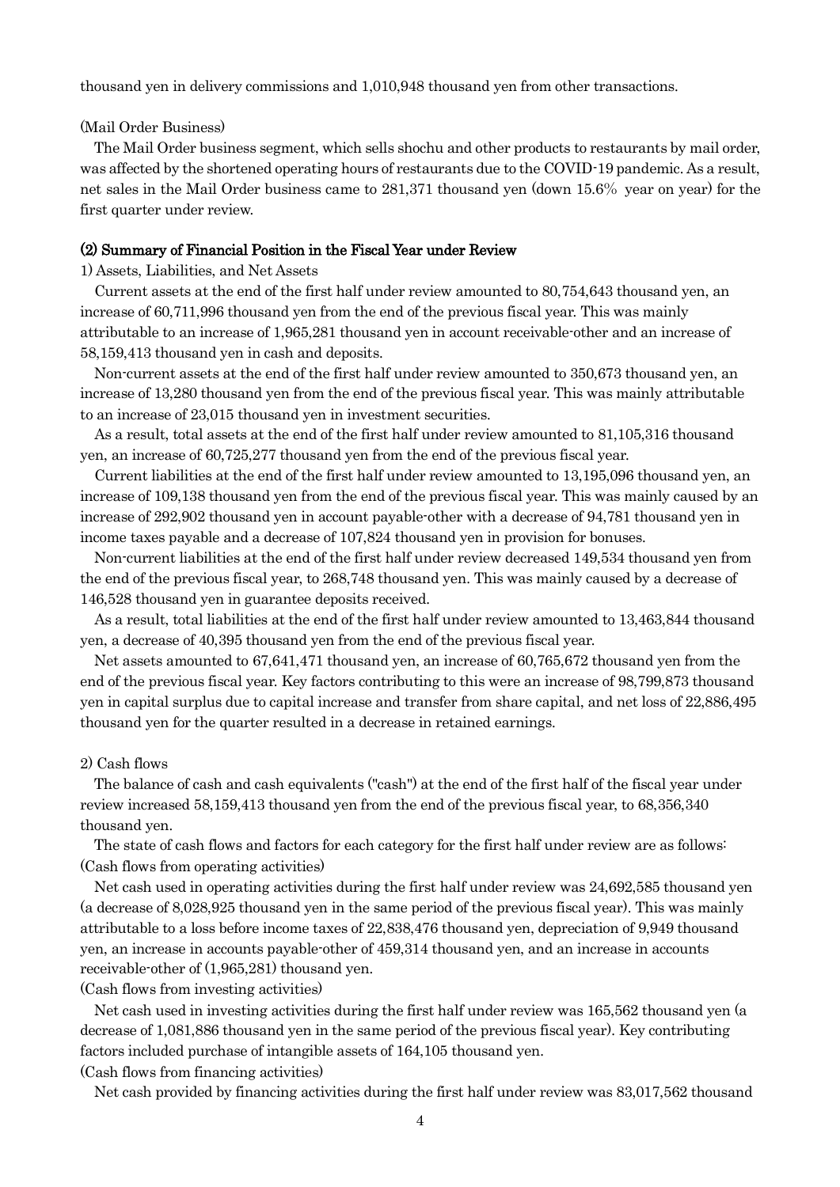thousand yen in delivery commissions and 1,010,948 thousand yen from other transactions.

(Mail Order Business)

The Mail Order business segment, which sells shochu and other products to restaurants by mail order, was affected by the shortened operating hours of restaurants due to the COVID-19 pandemic. As a result, net sales in the Mail Order business came to 281,371 thousand yen (down 15.6% year on year) for the first quarter under review.

### (2) Summary of Financial Position in the Fiscal Year under Review

1) Assets, Liabilities, and Net Assets

Current assets at the end of the first half under review amounted to 80,754,643 thousand yen, an increase of 60,711,996 thousand yen from the end of the previous fiscal year. This was mainly attributable to an increase of 1,965,281 thousand yen in account receivable-other and an increase of 58,159,413 thousand yen in cash and deposits.

Non-current assets at the end of the first half under review amounted to 350,673 thousand yen, an increase of 13,280 thousand yen from the end of the previous fiscal year. This was mainly attributable to an increase of 23,015 thousand yen in investment securities.

As a result, total assets at the end of the first half under review amounted to 81,105,316 thousand yen, an increase of 60,725,277 thousand yen from the end of the previous fiscal year.

Current liabilities at the end of the first half under review amounted to 13,195,096 thousand yen, an increase of 109,138 thousand yen from the end of the previous fiscal year. This was mainly caused by an increase of 292,902 thousand yen in account payable-other with a decrease of 94,781 thousand yen in income taxes payable and a decrease of 107,824 thousand yen in provision for bonuses.

Non-current liabilities at the end of the first half under review decreased 149,534 thousand yen from the end of the previous fiscal year, to 268,748 thousand yen. This was mainly caused by a decrease of 146,528 thousand yen in guarantee deposits received.

As a result, total liabilities at the end of the first half under review amounted to 13,463,844 thousand yen, a decrease of 40,395 thousand yen from the end of the previous fiscal year.

Net assets amounted to 67,641,471 thousand yen, an increase of 60,765,672 thousand yen from the end of the previous fiscal year. Key factors contributing to this were an increase of 98,799,873 thousand yen in capital surplus due to capital increase and transfer from share capital, and net loss of 22,886,495 thousand yen for the quarter resulted in a decrease in retained earnings.

2) Cash flows

The balance of cash and cash equivalents ("cash") at the end of the first half of the fiscal year under review increased 58,159,413 thousand yen from the end of the previous fiscal year, to 68,356,340 thousand yen.

The state of cash flows and factors for each category for the first half under review are as follows:

(Cash flows from operating activities)

Net cash used in operating activities during the first half under review was 24,692,585 thousand yen (a decrease of 8,028,925 thousand yen in the same period of the previous fiscal year). This was mainly attributable to a loss before income taxes of 22,838,476 thousand yen, depreciation of 9,949 thousand yen, an increase in accounts payable-other of 459,314 thousand yen, and an increase in accounts receivable-other of (1,965,281) thousand yen.

(Cash flows from investing activities)

Net cash used in investing activities during the first half under review was 165,562 thousand yen (a decrease of 1,081,886 thousand yen in the same period of the previous fiscal year). Key contributing factors included purchase of intangible assets of 164,105 thousand yen.

(Cash flows from financing activities)

Net cash provided by financing activities during the first half under review was 83,017,562 thousand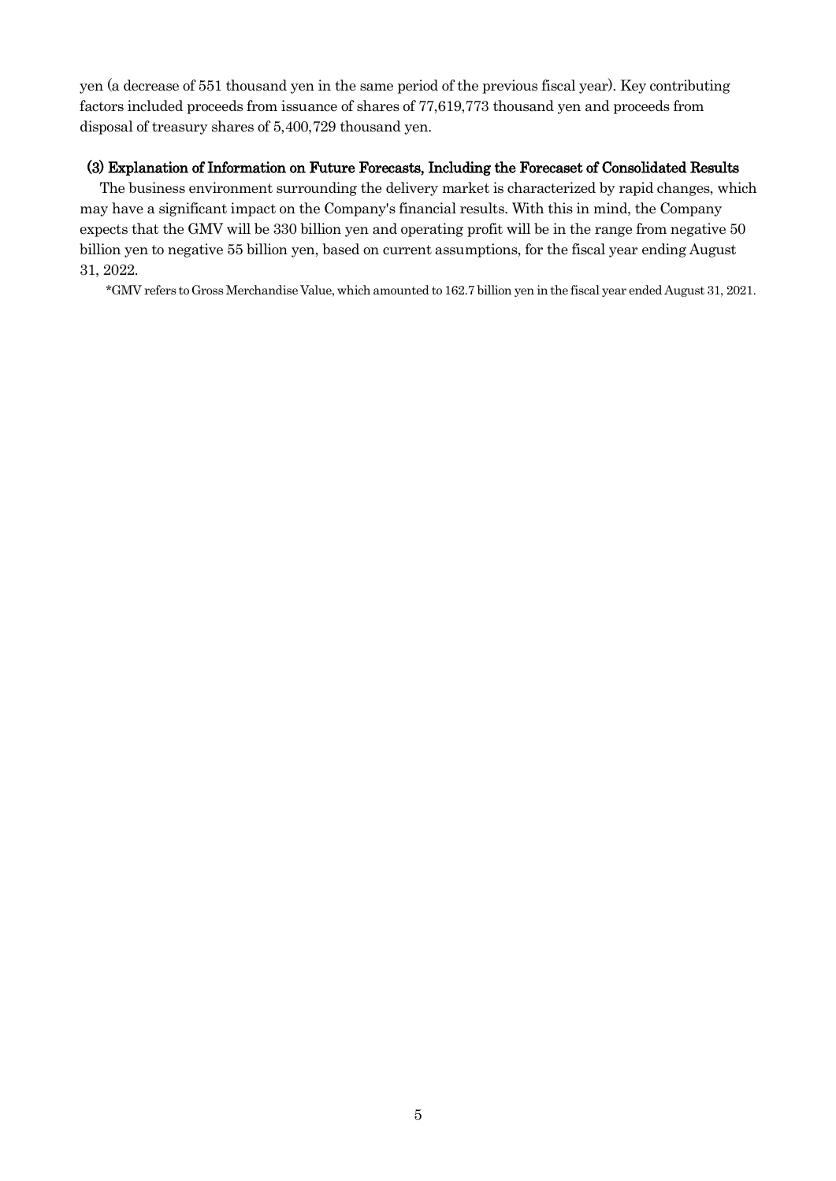yen (a decrease of 551 thousand yen in the same period of the previous fiscal year). Key contributing factors included proceeds from issuance of shares of 77,619,773 thousand yen and proceeds from disposal of treasury shares of 5,400,729 thousand yen.

### (3) Explanation of Information on Future Forecasts, Including the Forecaset of Consolidated Results

The business environment surrounding the delivery market is characterized by rapid changes, which may have a significant impact on the Company's financial results. With this in mind, the Company expects that the GMV will be 330 billion yen and operating profit will be in the range from negative 50 billion yen to negative 55 billion yen, based on current assumptions, for the fiscal year ending August 31, 2022.

*GMV refers to Gross Merchandise Value, which amounted to 162.7 billion yen in the fiscal year ended August 31, 2021.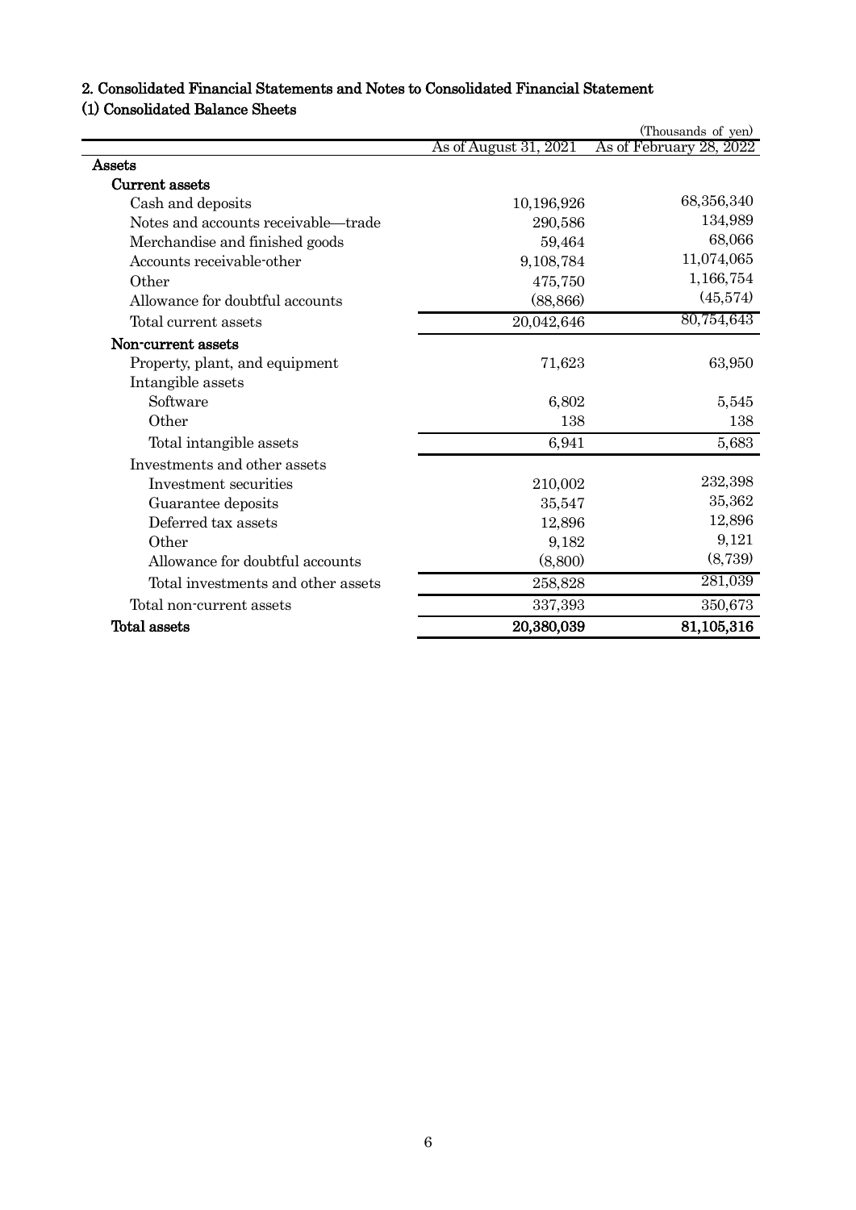## 2. Consolidated Financial Statements and Notes to Consolidated Financial Statement

### (1) Consolidated Balance Sheets

(Thousands of yen)

| | As of August 31, 2021 | As of February 28, 2022 |
|---|---|---|
| **Assets** | | |
| Current assets | | |
| Cash and deposits | 10,196,926 | 68,356,340 |
| Notes and accounts receivable—trade | 290,586 | 134,989 |
| Merchandise and finished goods | 59,464 | 68,066 |
| Accounts receivable-other | 9,108,784 | 11,074,065 |
| Other | 475,750 | 1,166,754 |
| Allowance for doubtful accounts | (88,866) | (45,574) |
| Total current assets | 20,042,646 | 80,754,643 |
| Non-current assets | | |
| Property, plant, and equipment | 71,623 | 63,950 |
| Intangible assets | | |
| Software | 6,802 | 5,545 |
| Other | 138 | 138 |
| Total intangible assets | 6,941 | 5,683 |
| Investments and other assets | | |
| Investment securities | 210,002 | 232,398 |
| Guarantee deposits | 35,547 | 35,362 |
| Deferred tax assets | 12,896 | 12,896 |
| Other | 9,182 | 9,121 |
| Allowance for doubtful accounts | (8,800) | (8,739) |
| Total investments and other assets | 258,828 | 281,039 |
| Total non-current assets | 337,393 | 350,673 |
| **Total assets** | **20,380,039** | **81,105,316** |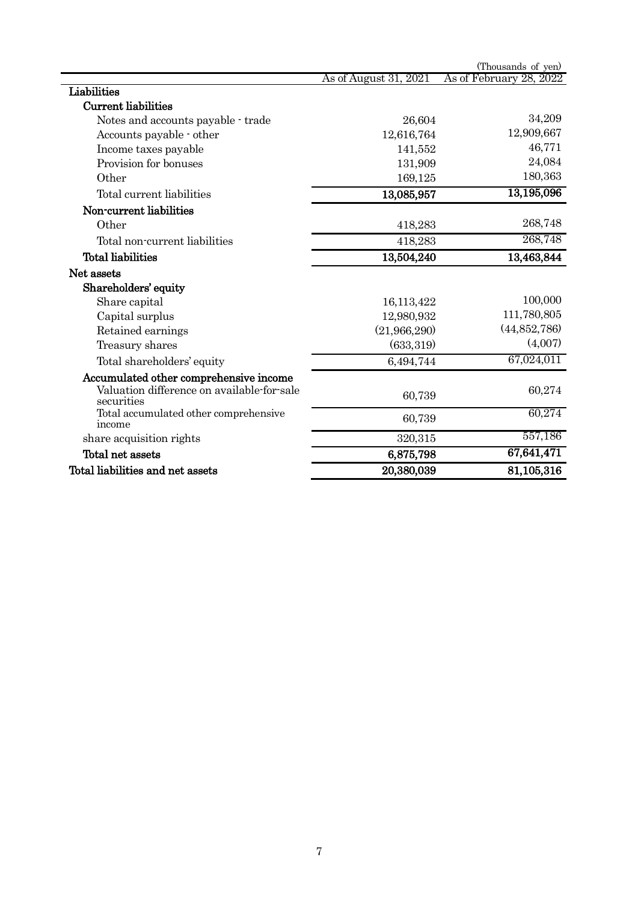(Thousands of yen)

| | As of August 31, 2021 | As of February 28, 2022 |
|---|---|---|
| **Liabilities** | | |
| **Current liabilities** | | |
| Notes and accounts payable - trade | 26,604 | 34,209 |
| Accounts payable - other | 12,616,764 | 12,909,667 |
| Income taxes payable | 141,552 | 46,771 |
| Provision for bonuses | 131,909 | 24,084 |
| Other | 169,125 | 180,363 |
| Total current liabilities | 13,085,957 | 13,195,096 |
| **Non-current liabilities** | | |
| Other | 418,283 | 268,748 |
| Total non-current liabilities | 418,283 | 268,748 |
| **Total liabilities** | 13,504,240 | 13,463,844 |
| **Net assets** | | |
| **Shareholders' equity** | | |
| Share capital | 16,113,422 | 100,000 |
| Capital surplus | 12,980,932 | 111,780,805 |
| Retained earnings | (21,966,290) | (44,852,786) |
| Treasury shares | (633,319) | (4,007) |
| Total shareholders' equity | 6,494,744 | 67,024,011 |
| **Accumulated other comprehensive income** | | |
| Valuation difference on available-for-sale securities | 60,739 | 60,274 |
| Total accumulated other comprehensive income | 60,739 | 60,274 |
| share acquisition rights | 320,315 | 557,186 |
| **Total net assets** | 6,875,798 | 67,641,471 |
| **Total liabilities and net assets** | 20,380,039 | 81,105,316 |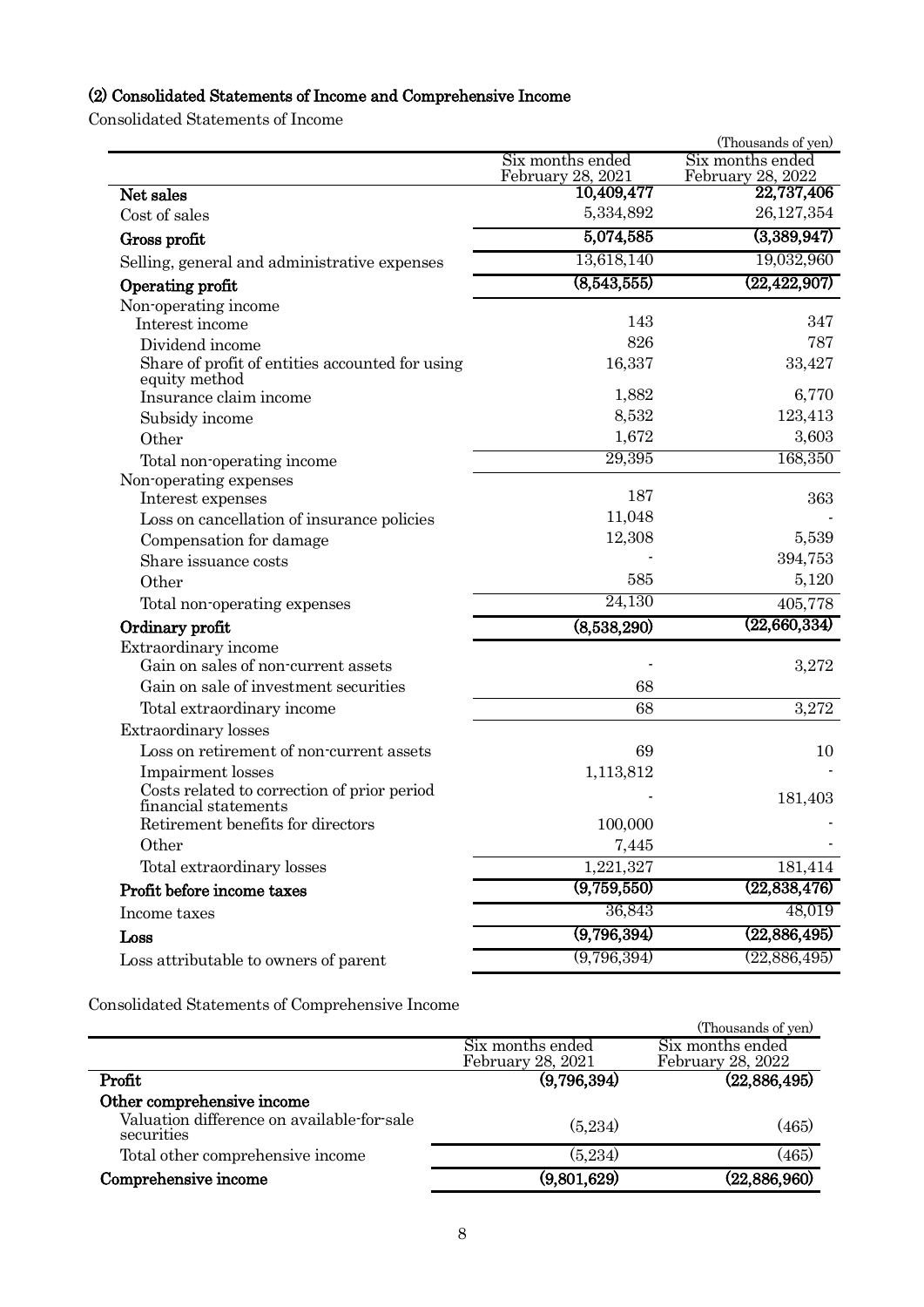### (2) Consolidated Statements of Income and Comprehensive Income

Consolidated Statements of Income

(Thousands of yen)

| | Six months ended February 28, 2021 | Six months ended February 28, 2022 |
|---|---|---|
| **Net sales** | **10,409,477** | **22,737,406** |
| Cost of sales | 5,334,892 | 26,127,354 |
| **Gross profit** | **5,074,585** | **(3,389,947)** |
| Selling, general and administrative expenses | 13,618,140 | 19,032,960 |
| **Operating profit** | **(8,543,555)** | **(22,422,907)** |
| Non-operating income | | |
| Interest income | 143 | 347 |
| Dividend income | 826 | 787 |
| Share of profit of entities accounted for using equity method | 16,337 | 33,427 |
| Insurance claim income | 1,882 | 6,770 |
| Subsidy income | 8,532 | 123,413 |
| Other | 1,672 | 3,603 |
| Total non-operating income | 29,395 | 168,350 |
| Non-operating expenses | | |
| Interest expenses | 187 | 363 |
| Loss on cancellation of insurance policies | 11,048 | - |
| Compensation for damage | 12,308 | 5,539 |
| Share issuance costs | - | 394,753 |
| Other | 585 | 5,120 |
| Total non-operating expenses | 24,130 | 405,778 |
| **Ordinary profit** | **(8,538,290)** | **(22,660,334)** |
| Extraordinary income | | |
| Gain on sales of non-current assets | - | 3,272 |
| Gain on sale of investment securities | 68 | |
| Total extraordinary income | 68 | 3,272 |
| Extraordinary losses | | |
| Loss on retirement of non-current assets | 69 | 10 |
| Impairment losses | 1,113,812 | - |
| Costs related to correction of prior period financial statements | - | 181,403 |
| Retirement benefits for directors | 100,000 | - |
| Other | 7,445 | - |
| Total extraordinary losses | 1,221,327 | 181,414 |
| **Profit before income taxes** | **(9,759,550)** | **(22,838,476)** |
| Income taxes | 36,843 | 48,019 |
| **Loss** | **(9,796,394)** | **(22,886,495)** |
| Loss attributable to owners of parent | (9,796,394) | (22,886,495) |

Consolidated Statements of Comprehensive Income

(Thousands of yen)

| | Six months ended February 28, 2021 | Six months ended February 28, 2022 |
|---|---|---|
| **Profit** | **(9,796,394)** | **(22,886,495)** |
| **Other comprehensive income** | | |
| Valuation difference on available-for-sale securities | (5,234) | (465) |
| Total other comprehensive income | (5,234) | (465) |
| **Comprehensive income** | **(9,801,629)** | **(22,886,960)** |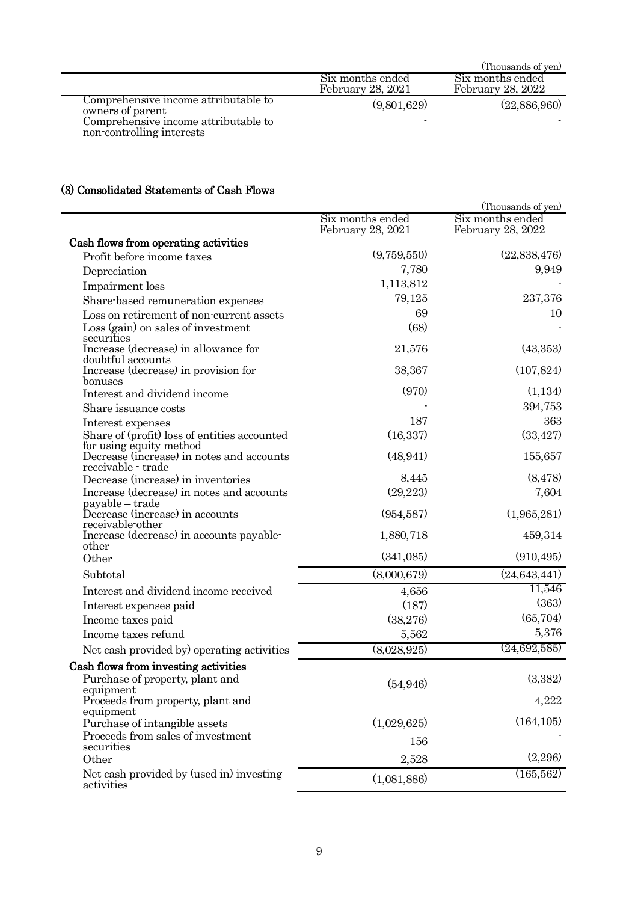(Thousands of yen)

| | Six months ended February 28, 2021 | Six months ended February 28, 2022 |
|---|---|---|
| Comprehensive income attributable to owners of parent | (9,801,629) | (22,886,960) |
| Comprehensive income attributable to non-controlling interests | - | - |

### (3) Consolidated Statements of Cash Flows

(Thousands of yen)

| | Six months ended February 28, 2021 | Six months ended February 28, 2022 |
|---|---|---|
| **Cash flows from operating activities** | | |
| Profit before income taxes | (9,759,550) | (22,838,476) |
| Depreciation | 7,780 | 9,949 |
| Impairment loss | 1,113,812 | - |
| Share-based remuneration expenses | 79,125 | 237,376 |
| Loss on retirement of non-current assets | 69 | 10 |
| Loss (gain) on sales of investment securities | (68) | - |
| Increase (decrease) in allowance for doubtful accounts | 21,576 | (43,353) |
| Increase (decrease) in provision for bonuses | 38,367 | (107,824) |
| Interest and dividend income | (970) | (1,134) |
| Share issuance costs | - | 394,753 |
| Interest expenses | 187 | 363 |
| Share of (profit) loss of entities accounted for using equity method | (16,337) | (33,427) |
| Decrease (increase) in notes and accounts receivable - trade | (48,941) | 155,657 |
| Decrease (increase) in inventories | 8,445 | (8,478) |
| Increase (decrease) in notes and accounts payable – trade | (29,223) | 7,604 |
| Decrease (increase) in accounts receivable-other | (954,587) | (1,965,281) |
| Increase (decrease) in accounts payable-other | 1,880,718 | 459,314 |
| Other | (341,085) | (910,495) |
| Subtotal | (8,000,679) | (24,643,441) |
| Interest and dividend income received | 4,656 | 11,546 |
| Interest expenses paid | (187) | (363) |
| Income taxes paid | (38,276) | (65,704) |
| Income taxes refund | 5,562 | 5,376 |
| Net cash provided by) operating activities | (8,028,925) | (24,692,585) |
| **Cash flows from investing activities** | | |
| Purchase of property, plant and equipment | (54,946) | (3,382) |
| Proceeds from property, plant and equipment | | 4,222 |
| Purchase of intangible assets | (1,029,625) | (164,105) |
| Proceeds from sales of investment securities | 156 | - |
| Other | 2,528 | (2,296) |
| Net cash provided by (used in) investing activities | (1,081,886) | (165,562) |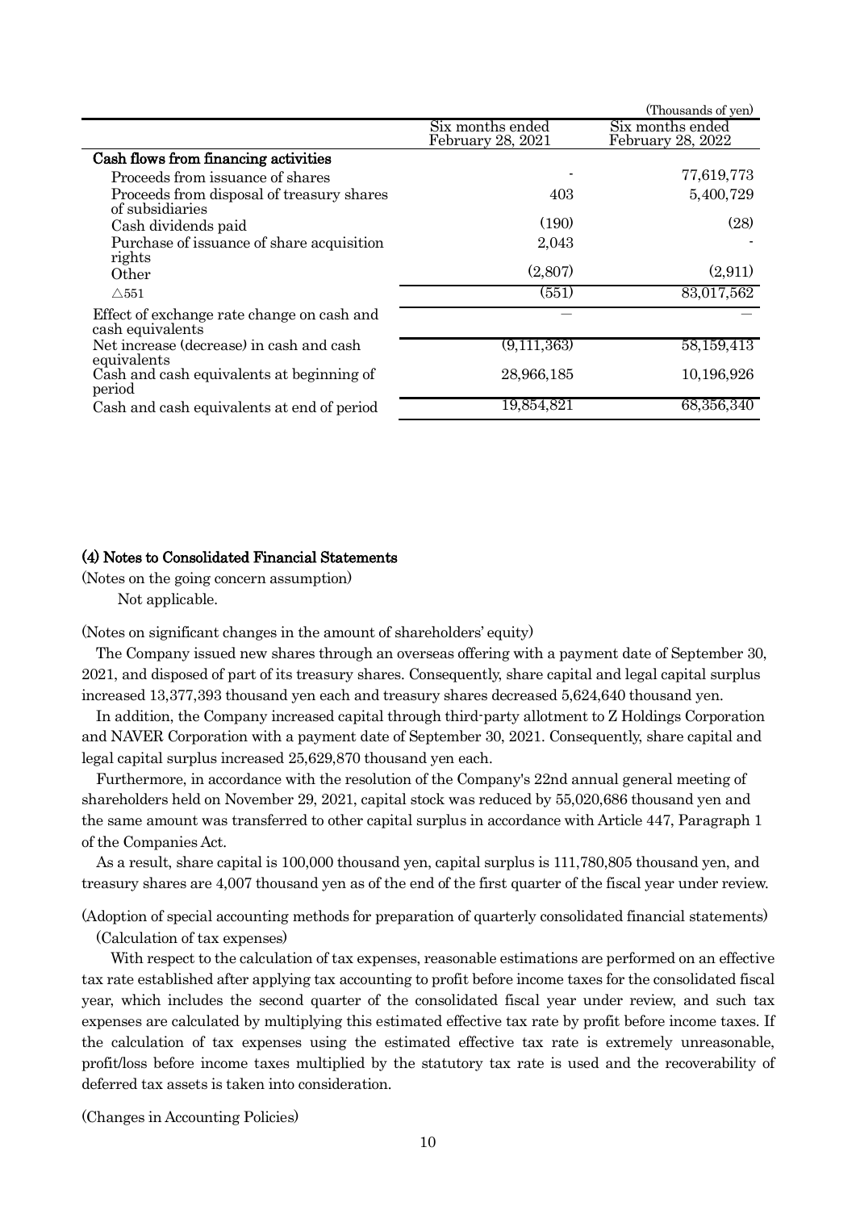(Thousands of yen)

| | Six months ended February 28, 2021 | Six months ended February 28, 2022 |
|---|---|---|
| **Cash flows from financing activities** | | |
| Proceeds from issuance of shares | - | 77,619,773 |
| Proceeds from disposal of treasury shares of subsidiaries | 403 | 5,400,729 |
| Cash dividends paid | (190) | (28) |
| Purchase of issuance of share acquisition rights | 2,043 | - |
| Other | (2,807) | (2,911) |
| △551 | (551) | 83,017,562 |
| Effect of exchange rate change on cash and cash equivalents | — | — |
| Net increase (decrease) in cash and cash equivalents | (9,111,363) | 58,159,413 |
| Cash and cash equivalents at beginning of period | 28,966,185 | 10,196,926 |
| Cash and cash equivalents at end of period | 19,854,821 | 68,356,340 |

### (4) Notes to Consolidated Financial Statements

(Notes on the going concern assumption)

Not applicable.

(Notes on significant changes in the amount of shareholders' equity)

The Company issued new shares through an overseas offering with a payment date of September 30, 2021, and disposed of part of its treasury shares. Consequently, share capital and legal capital surplus increased 13,377,393 thousand yen each and treasury shares decreased 5,624,640 thousand yen.

In addition, the Company increased capital through third-party allotment to Z Holdings Corporation and NAVER Corporation with a payment date of September 30, 2021. Consequently, share capital and legal capital surplus increased 25,629,870 thousand yen each.

Furthermore, in accordance with the resolution of the Company's 22nd annual general meeting of shareholders held on November 29, 2021, capital stock was reduced by 55,020,686 thousand yen and the same amount was transferred to other capital surplus in accordance with Article 447, Paragraph 1 of the Companies Act.

As a result, share capital is 100,000 thousand yen, capital surplus is 111,780,805 thousand yen, and treasury shares are 4,007 thousand yen as of the end of the first quarter of the fiscal year under review.

(Adoption of special accounting methods for preparation of quarterly consolidated financial statements)

(Calculation of tax expenses)

With respect to the calculation of tax expenses, reasonable estimations are performed on an effective tax rate established after applying tax accounting to profit before income taxes for the consolidated fiscal year, which includes the second quarter of the consolidated fiscal year under review, and such tax expenses are calculated by multiplying this estimated effective tax rate by profit before income taxes. If the calculation of tax expenses using the estimated effective tax rate is extremely unreasonable, profit/loss before income taxes multiplied by the statutory tax rate is used and the recoverability of deferred tax assets is taken into consideration.

(Changes in Accounting Policies)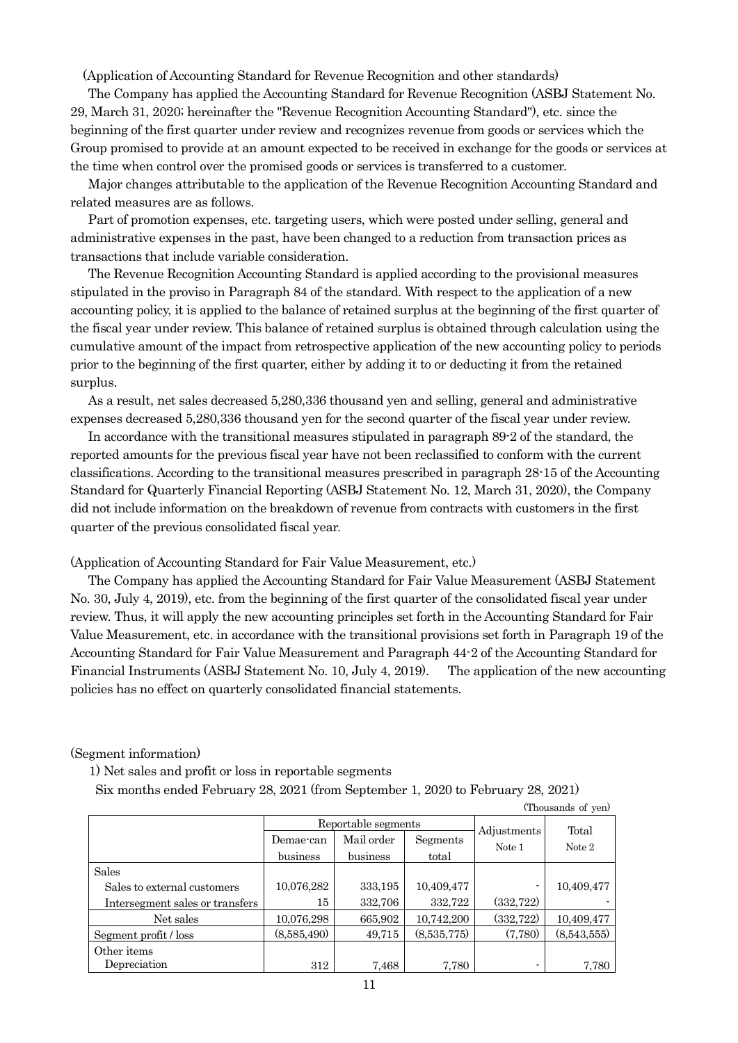(Application of Accounting Standard for Revenue Recognition and other standards)

The Company has applied the Accounting Standard for Revenue Recognition (ASBJ Statement No. 29, March 31, 2020; hereinafter the "Revenue Recognition Accounting Standard"), etc. since the beginning of the first quarter under review and recognizes revenue from goods or services which the Group promised to provide at an amount expected to be received in exchange for the goods or services at the time when control over the promised goods or services is transferred to a customer.

Major changes attributable to the application of the Revenue Recognition Accounting Standard and related measures are as follows.

Part of promotion expenses, etc. targeting users, which were posted under selling, general and administrative expenses in the past, have been changed to a reduction from transaction prices as transactions that include variable consideration.

The Revenue Recognition Accounting Standard is applied according to the provisional measures stipulated in the proviso in Paragraph 84 of the standard. With respect to the application of a new accounting policy, it is applied to the balance of retained surplus at the beginning of the first quarter of the fiscal year under review. This balance of retained surplus is obtained through calculation using the cumulative amount of the impact from retrospective application of the new accounting policy to periods prior to the beginning of the first quarter, either by adding it to or deducting it from the retained surplus.

As a result, net sales decreased 5,280,336 thousand yen and selling, general and administrative expenses decreased 5,280,336 thousand yen for the second quarter of the fiscal year under review.

In accordance with the transitional measures stipulated in paragraph 89-2 of the standard, the reported amounts for the previous fiscal year have not been reclassified to conform with the current classifications. According to the transitional measures prescribed in paragraph 28-15 of the Accounting Standard for Quarterly Financial Reporting (ASBJ Statement No. 12, March 31, 2020), the Company did not include information on the breakdown of revenue from contracts with customers in the first quarter of the previous consolidated fiscal year.

(Application of Accounting Standard for Fair Value Measurement, etc.)

The Company has applied the Accounting Standard for Fair Value Measurement (ASBJ Statement No. 30, July 4, 2019), etc. from the beginning of the first quarter of the consolidated fiscal year under review. Thus, it will apply the new accounting principles set forth in the Accounting Standard for Fair Value Measurement, etc. in accordance with the transitional provisions set forth in Paragraph 19 of the Accounting Standard for Fair Value Measurement and Paragraph 44-2 of the Accounting Standard for Financial Instruments (ASBJ Statement No. 10, July 4, 2019). The application of the new accounting policies has no effect on quarterly consolidated financial statements.

(Segment information)

1) Net sales and profit or loss in reportable segments

Six months ended February 28, 2021 (from September 1, 2020 to February 28, 2021)

(Thousands of yen)

| | Reportable segments | | | Adjustments Note 1 | Total Note 2 |
|---|---|---|---|---|---|
| | Demae-can business | Mail order business | Segments total | | |
| Sales | | | | | |
| Sales to external customers | 10,076,282 | 333,195 | 10,409,477 | - | 10,409,477 |
| Intersegment sales or transfers | 15 | 332,706 | 332,722 | (332,722) | - |
| Net sales | 10,076,298 | 665,902 | 10,742,200 | (332,722) | 10,409,477 |
| Segment profit / loss | (8,585,490) | 49,715 | (8,535,775) | (7,780) | (8,543,555) |
| Other items<br>Depreciation | 312 | 7,468 | 7,780 | - | 7,780 |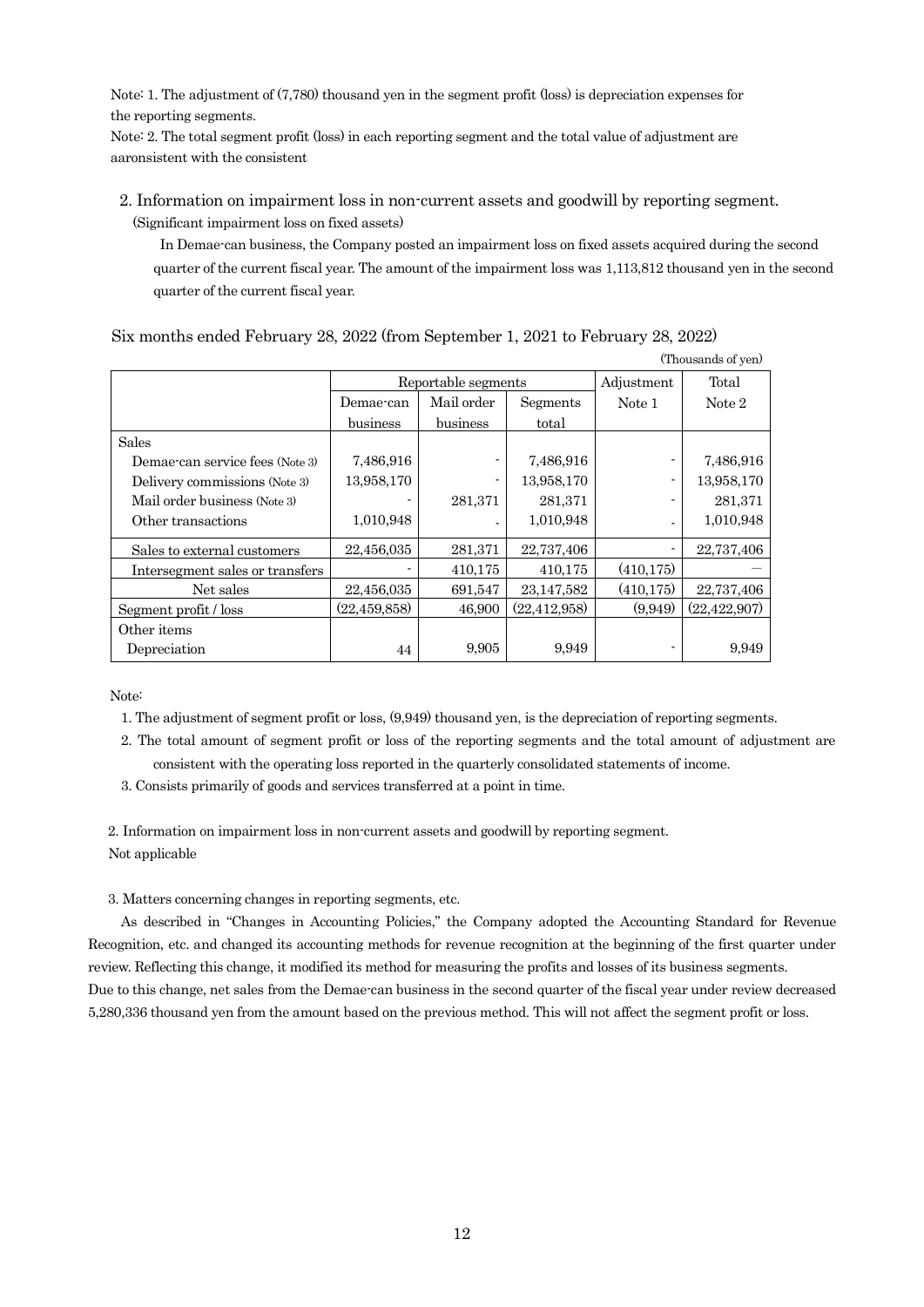Note: 1. The adjustment of (7,780) thousand yen in the segment profit (loss) is depreciation expenses for the reporting segments.

Note: 2. The total segment profit (loss) in each reporting segment and the total value of adjustment are aaronsistent with the consistent

2. Information on impairment loss in non-current assets and goodwill by reporting segment.

(Significant impairment loss on fixed assets)

In Demae-can business, the Company posted an impairment loss on fixed assets acquired during the second quarter of the current fiscal year. The amount of the impairment loss was 1,113,812 thousand yen in the second quarter of the current fiscal year.

Six months ended February 28, 2022 (from September 1, 2021 to February 28, 2022)

(Thousands of yen)

| | Reportable segments | | | Adjustment | Total |
|---|---|---|---|---|---|
| | Demae-can business | Mail order business | Segments total | Note 1 | Note 2 |
| Sales | | | | | |
| Demae-can service fees (Note 3) | 7,486,916 | - | 7,486,916 | - | 7,486,916 |
| Delivery commissions (Note 3) | 13,958,170 | - | 13,958,170 | - | 13,958,170 |
| Mail order business (Note 3) | - | 281,371 | 281,371 | - | 281,371 |
| Other transactions | 1,010,948 | - | 1,010,948 | - | 1,010,948 |
| Sales to external customers | 22,456,035 | 281,371 | 22,737,406 | - | 22,737,406 |
| Intersegment sales or transfers | - | 410,175 | 410,175 | (410,175) | — |
| Net sales | 22,456,035 | 691,547 | 23,147,582 | (410,175) | 22,737,406 |
| Segment profit / loss | (22,459,858) | 46,900 | (22,412,958) | (9,949) | (22,422,907) |
| Other items | | | | | |
| Depreciation | 44 | 9,905 | 9,949 | - | 9,949 |

Note:

1. The adjustment of segment profit or loss, (9,949) thousand yen, is the depreciation of reporting segments.
2. The total amount of segment profit or loss of the reporting segments and the total amount of adjustment are consistent with the operating loss reported in the quarterly consolidated statements of income.
3. Consists primarily of goods and services transferred at a point in time.

2. Information on impairment loss in non-current assets and goodwill by reporting segment.

Not applicable

3. Matters concerning changes in reporting segments, etc.

As described in "Changes in Accounting Policies," the Company adopted the Accounting Standard for Revenue Recognition, etc. and changed its accounting methods for revenue recognition at the beginning of the first quarter under review. Reflecting this change, it modified its method for measuring the profits and losses of its business segments. Due to this change, net sales from the Demae-can business in the second quarter of the fiscal year under review decreased 5,280,336 thousand yen from the amount based on the previous method. This will not affect the segment profit or loss.